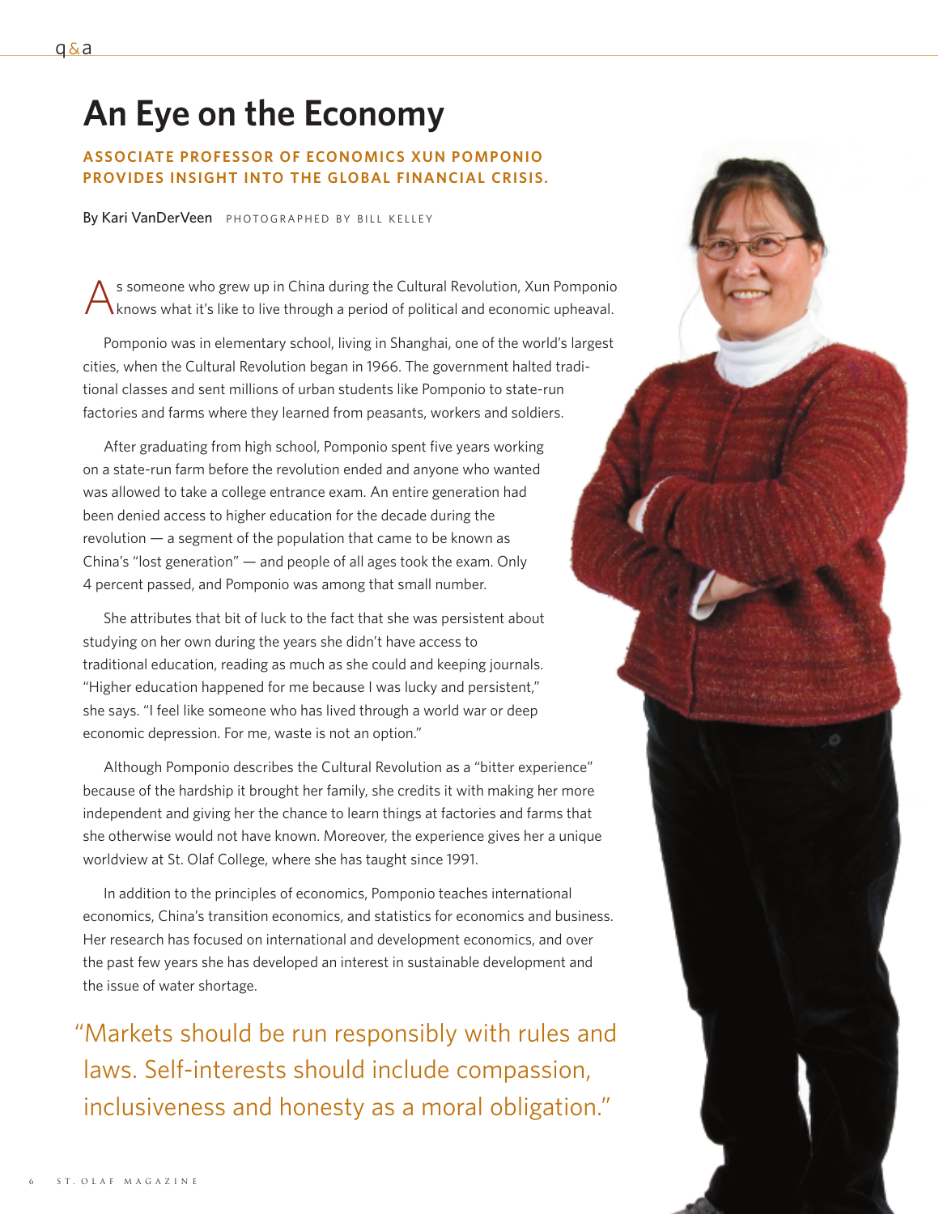# An Eye on the Economy

**ASSOCIATE PROFESSOR OF ECONOMICS XUN POMPONIO PROVIDES INSIGHT INTO THE GLOBAL FINANCIAL CRISIS.**

By Kari VanDerVeen PHOTOGRAPHED BY BILL KELLEY

As someone who grew up in China during the Cultural Revolution, Xun Pomponio knows what it's like to live through a period of political and economic upheaval.

Pomponio was in elementary school, living in Shanghai, one of the world's largest cities, when the Cultural Revolution began in 1966. The government halted traditional classes and sent millions of urban students like Pomponio to state-run factories and farms where they learned from peasants, workers and soldiers.

After graduating from high school, Pomponio spent five years working on a state-run farm before the revolution ended and anyone who wanted was allowed to take a college entrance exam. An entire generation had been denied access to higher education for the decade during the revolution — a segment of the population that came to be known as China's "lost generation" — and people of all ages took the exam. Only 4 percent passed, and Pomponio was among that small number.

She attributes that bit of luck to the fact that she was persistent about studying on her own during the years she didn't have access to traditional education, reading as much as she could and keeping journals. "Higher education happened for me because I was lucky and persistent," she says. "I feel like someone who has lived through a world war or deep economic depression. For me, waste is not an option."

Although Pomponio describes the Cultural Revolution as a "bitter experience" because of the hardship it brought her family, she credits it with making her more independent and giving her the chance to learn things at factories and farms that she otherwise would not have known. Moreover, the experience gives her a unique worldview at St. Olaf College, where she has taught since 1991.

In addition to the principles of economics, Pomponio teaches international economics, China's transition economics, and statistics for economics and business. Her research has focused on international and development economics, and over the past few years she has developed an interest in sustainable development and the issue of water shortage.

> "Markets should be run responsibly with rules and laws. Self-interests should include compassion, inclusiveness and honesty as a moral obligation."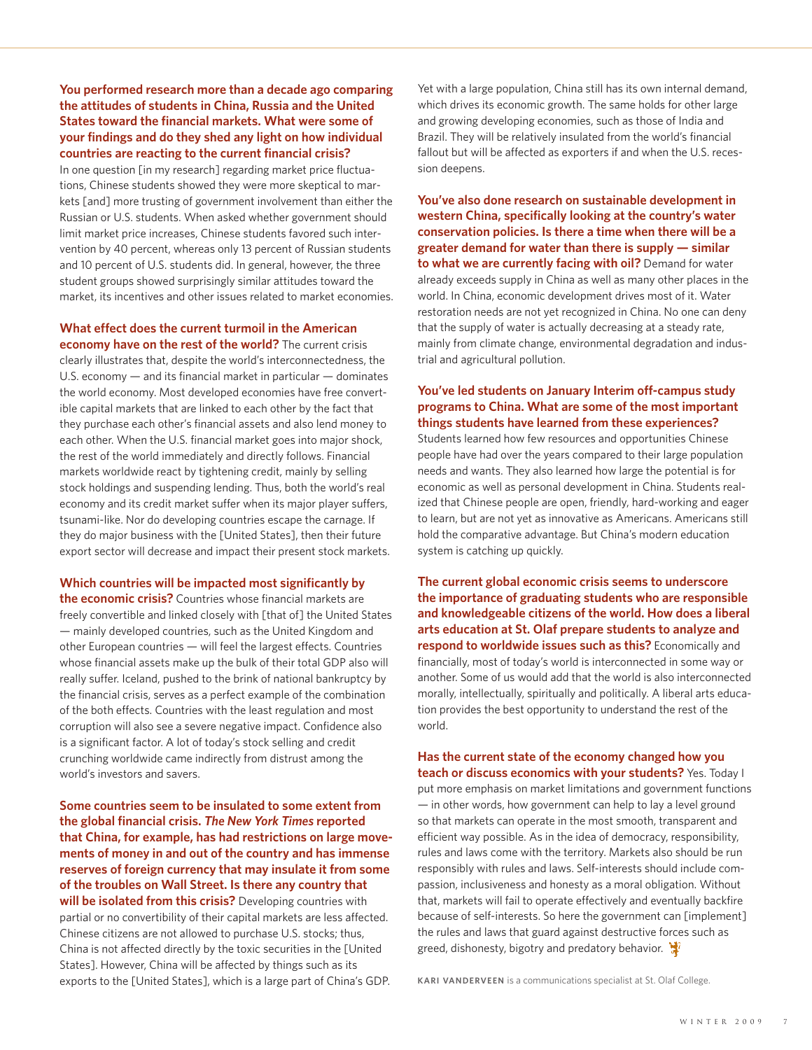**You performed research more than a decade ago comparing the attitudes of students in China, Russia and the United States toward the financial markets. What were some of your findings and do they shed any light on how individual countries are reacting to the current financial crisis?** In one question [in my research] regarding market price fluctuations, Chinese students showed they were more skeptical to markets [and] more trusting of government involvement than either the Russian or U.S. students. When asked whether government should limit market price increases, Chinese students favored such intervention by 40 percent, whereas only 13 percent of Russian students and 10 percent of U.S. students did. In general, however, the three student groups showed surprisingly similar attitudes toward the market, its incentives and other issues related to market economies.

**What effect does the current turmoil in the American economy have on the rest of the world?** The current crisis clearly illustrates that, despite the world's interconnectedness, the U.S. economy — and its financial market in particular — dominates the world economy. Most developed economies have free convertible capital markets that are linked to each other by the fact that they purchase each other's financial assets and also lend money to each other. When the U.S. financial market goes into major shock, the rest of the world immediately and directly follows. Financial markets worldwide react by tightening credit, mainly by selling stock holdings and suspending lending. Thus, both the world's real economy and its credit market suffer when its major player suffers, tsunami-like. Nor do developing countries escape the carnage. If they do major business with the [United States], then their future export sector will decrease and impact their present stock markets.

**Which countries will be impacted most significantly by the economic crisis?** Countries whose financial markets are freely convertible and linked closely with [that of] the United States — mainly developed countries, such as the United Kingdom and other European countries — will feel the largest effects. Countries whose financial assets make up the bulk of their total GDP also will really suffer. Iceland, pushed to the brink of national bankruptcy by the financial crisis, serves as a perfect example of the combination of the both effects. Countries with the least regulation and most corruption will also see a severe negative impact. Confidence also is a significant factor. A lot of today's stock selling and credit crunching worldwide came indirectly from distrust among the world's investors and savers.

**Some countries seem to be insulated to some extent from the global financial crisis. *The New York Times* reported that China, for example, has had restrictions on large movements of money in and out of the country and has immense reserves of foreign currency that may insulate it from some of the troubles on Wall Street. Is there any country that will be isolated from this crisis?** Developing countries with partial or no convertibility of their capital markets are less affected. Chinese citizens are not allowed to purchase U.S. stocks; thus, China is not affected directly by the toxic securities in the [United States]. However, China will be affected by things such as its exports to the [United States], which is a large part of China's GDP. Yet with a large population, China still has its own internal demand, which drives its economic growth. The same holds for other large and growing developing economies, such as those of India and Brazil. They will be relatively insulated from the world's financial fallout but will be affected as exporters if and when the U.S. recession deepens.

**You've also done research on sustainable development in western China, specifically looking at the country's water conservation policies. Is there a time when there will be a greater demand for water than there is supply — similar to what we are currently facing with oil?** Demand for water already exceeds supply in China as well as many other places in the world. In China, economic development drives most of it. Water restoration needs are not yet recognized in China. No one can deny that the supply of water is actually decreasing at a steady rate, mainly from climate change, environmental degradation and industrial and agricultural pollution.

**You've led students on January Interim off-campus study programs to China. What are some of the most important things students have learned from these experiences?** Students learned how few resources and opportunities Chinese people have had over the years compared to their large population needs and wants. They also learned how large the potential is for economic as well as personal development in China. Students realized that Chinese people are open, friendly, hard-working and eager to learn, but are not yet as innovative as Americans. Americans still hold the comparative advantage. But China's modern education system is catching up quickly.

**The current global economic crisis seems to underscore the importance of graduating students who are responsible and knowledgeable citizens of the world. How does a liberal arts education at St. Olaf prepare students to analyze and respond to worldwide issues such as this?** Economically and financially, most of today's world is interconnected in some way or another. Some of us would add that the world is also interconnected morally, intellectually, spiritually and politically. A liberal arts education provides the best opportunity to understand the rest of the world.

**Has the current state of the economy changed how you teach or discuss economics with your students?** Yes. Today I put more emphasis on market limitations and government functions — in other words, how government can help to lay a level ground so that markets can operate in the most smooth, transparent and efficient way possible. As in the idea of democracy, responsibility, rules and laws come with the territory. Markets also should be run responsibly with rules and laws. Self-interests should include compassion, inclusiveness and honesty as a moral obligation. Without that, markets will fail to operate effectively and eventually backfire because of self-interests. So here the government can [implement] the rules and laws that guard against destructive forces such as greed, dishonesty, bigotry and predatory behavior.

**KARI VANDERVEEN** is a communications specialist at St. Olaf College.